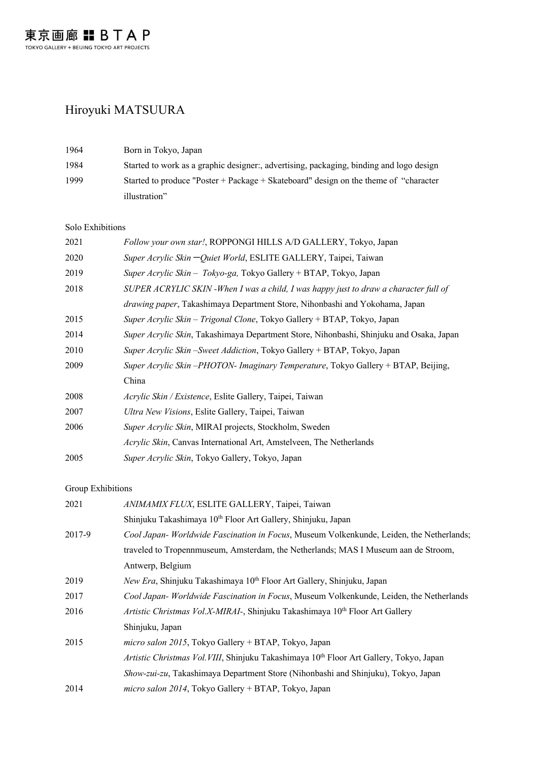# Hiroyuki MATSUURA

1964 Born in Tokyo, Japan

1984 Started to work as a graphic designer:, advertising, packaging, binding and logo design

1999 Started to produce "Poster + Package + Skateboard" design on the theme of "character illustration"

## Solo Exhibitions

2021 *Follow your own star!*, ROPPONGI HILLS A/D GALLERY, Tokyo, Japan

2020 *Super Acrylic Skin ーQuiet World*, ESLITE GALLERY, Taipei, Taiwan

2019 *Super Acrylic Skin – Tokyo-ga,* Tokyo Gallery + BTAP, Tokyo, Japan

2018 *SUPER ACRYLIC SKIN -When I was a child, I was happy just to draw a character full of drawing paper*, Takashimaya Department Store, Nihonbashi and Yokohama, Japan

2015 *Super Acrylic Skin – Trigonal Clone*, Tokyo Gallery + BTAP, Tokyo, Japan

2014 *Super Acrylic Skin*, Takashimaya Department Store, Nihonbashi, Shinjuku and Osaka, Japan

2010 *Super Acrylic Skin –Sweet Addiction*, Tokyo Gallery + BTAP, Tokyo, Japan

2009 *Super Acrylic Skin –PHOTON- Imaginary Temperature*, Tokyo Gallery + BTAP, Beijing, China

2008 *Acrylic Skin / Existence*, Eslite Gallery, Taipei, Taiwan

2007 *Ultra New Visions*, Eslite Gallery, Taipei, Taiwan

2006 *Super Acrylic Skin*, MIRAI projects, Stockholm, Sweden

*Acrylic Skin*, Canvas International Art, Amstelveen, The Netherlands

2005 *Super Acrylic Skin*, Tokyo Gallery, Tokyo, Japan

## Group Exhibitions

2021 *ANIMAMIX FLUX*, ESLITE GALLERY, Taipei, Taiwan

Shinjuku Takashimaya 10th Floor Art Gallery, Shinjuku, Japan

2017-9 *Cool Japan- Worldwide Fascination in Focus*, Museum Volkenkunde, Leiden, the Netherlands; traveled to Tropennmuseum, Amsterdam, the Netherlands; MAS I Museum aan de Stroom, Antwerp, Belgium

2019 *New Era*, Shinjuku Takashimaya 10th Floor Art Gallery, Shinjuku, Japan

2017 *Cool Japan- Worldwide Fascination in Focus*, Museum Volkenkunde, Leiden, the Netherlands

2016 *Artistic Christmas Vol.X-MIRAI-*, Shinjuku Takashimaya 10th Floor Art Gallery Shinjuku, Japan

2015 *micro salon 2015*, Tokyo Gallery + BTAP, Tokyo, Japan

*Artistic Christmas Vol.VIII*, Shinjuku Takashimaya 10th Floor Art Gallery, Tokyo, Japan

*Show-zui-zu*, Takashimaya Department Store (Nihonbashi and Shinjuku), Tokyo, Japan

2014 *micro salon 2014*, Tokyo Gallery + BTAP, Tokyo, Japan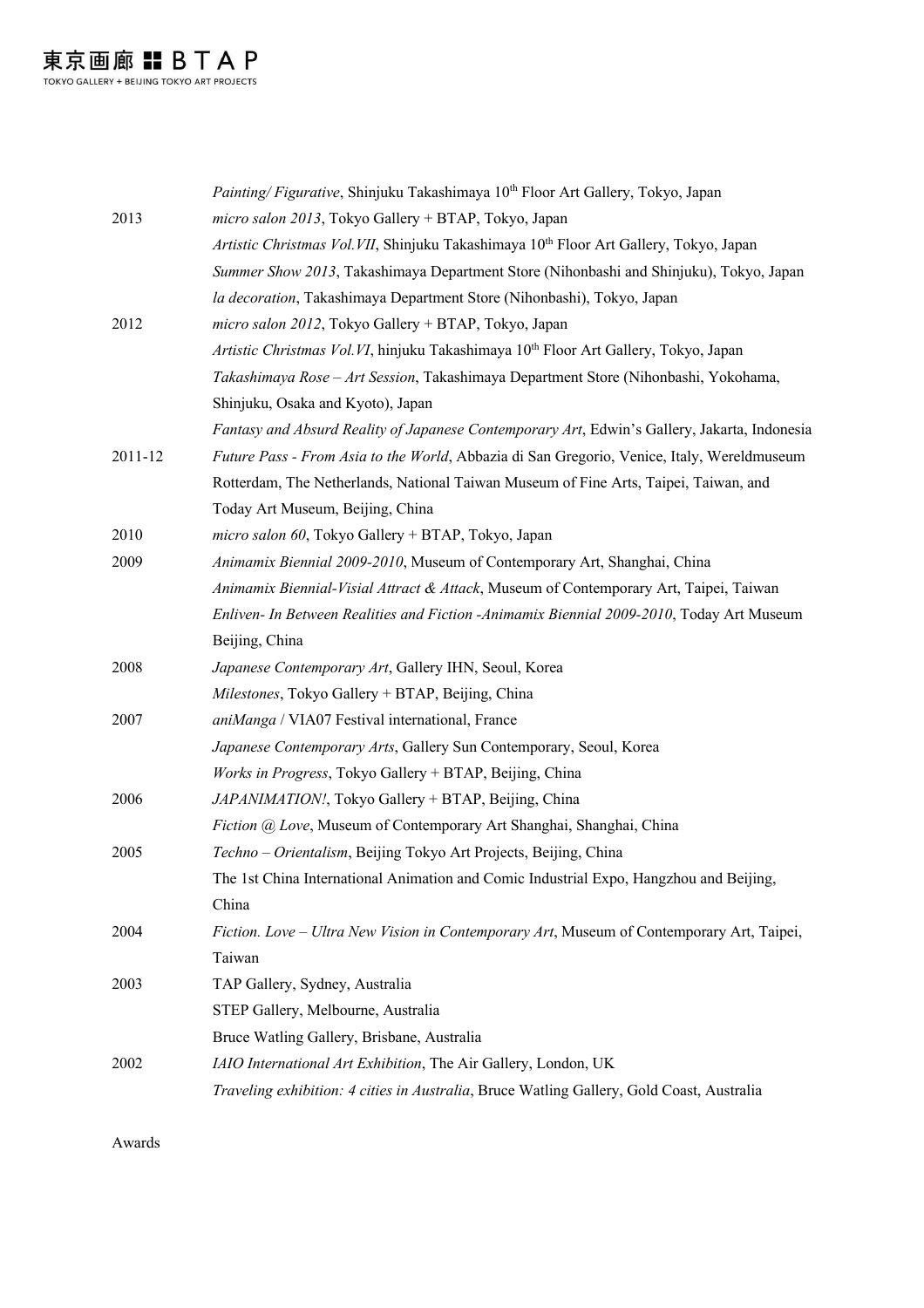| | |
|---|---|
| | *Painting/ Figurative*, Shinjuku Takashimaya 10th Floor Art Gallery, Tokyo, Japan |
| 2013 | *micro salon 2013*, Tokyo Gallery + BTAP, Tokyo, Japan |
| | *Artistic Christmas Vol.VII*, Shinjuku Takashimaya 10th Floor Art Gallery, Tokyo, Japan |
| | *Summer Show 2013*, Takashimaya Department Store (Nihonbashi and Shinjuku), Tokyo, Japan |
| | *la decoration*, Takashimaya Department Store (Nihonbashi), Tokyo, Japan |
| 2012 | *micro salon 2012*, Tokyo Gallery + BTAP, Tokyo, Japan |
| | *Artistic Christmas Vol.VI*, hinjuku Takashimaya 10th Floor Art Gallery, Tokyo, Japan |
| | *Takashimaya Rose – Art Session*, Takashimaya Department Store (Nihonbashi, Yokohama, Shinjuku, Osaka and Kyoto), Japan |
| | *Fantasy and Absurd Reality of Japanese Contemporary Art*, Edwin's Gallery, Jakarta, Indonesia |
| 2011-12 | *Future Pass - From Asia to the World*, Abbazia di San Gregorio, Venice, Italy, Wereldmuseum Rotterdam, The Netherlands, National Taiwan Museum of Fine Arts, Taipei, Taiwan, and Today Art Museum, Beijing, China |
| 2010 | *micro salon 60*, Tokyo Gallery + BTAP, Tokyo, Japan |
| 2009 | *Animamix Biennial 2009-2010*, Museum of Contemporary Art, Shanghai, China |
| | *Animamix Biennial-Visial Attract & Attack*, Museum of Contemporary Art, Taipei, Taiwan |
| | *Enliven- In Between Realities and Fiction -Animamix Biennial 2009-2010*, Today Art Museum Beijing, China |
| 2008 | *Japanese Contemporary Art*, Gallery IHN, Seoul, Korea |
| | *Milestones*, Tokyo Gallery + BTAP, Beijing, China |
| 2007 | *aniManga* / VIA07 Festival international, France |
| | *Japanese Contemporary Arts*, Gallery Sun Contemporary, Seoul, Korea |
| | *Works in Progress*, Tokyo Gallery + BTAP, Beijing, China |
| 2006 | *JAPANIMATION!*, Tokyo Gallery + BTAP, Beijing, China |
| | *Fiction @ Love*, Museum of Contemporary Art Shanghai, Shanghai, China |
| 2005 | *Techno – Orientalism*, Beijing Tokyo Art Projects, Beijing, China |
| | The 1st China International Animation and Comic Industrial Expo, Hangzhou and Beijing, China |
| 2004 | *Fiction. Love – Ultra New Vision in Contemporary Art*, Museum of Contemporary Art, Taipei, Taiwan |
| 2003 | TAP Gallery, Sydney, Australia |
| | STEP Gallery, Melbourne, Australia |
| | Bruce Watling Gallery, Brisbane, Australia |
| 2002 | *IAIO International Art Exhibition*, The Air Gallery, London, UK |
| | *Traveling exhibition: 4 cities in Australia*, Bruce Watling Gallery, Gold Coast, Australia |

Awards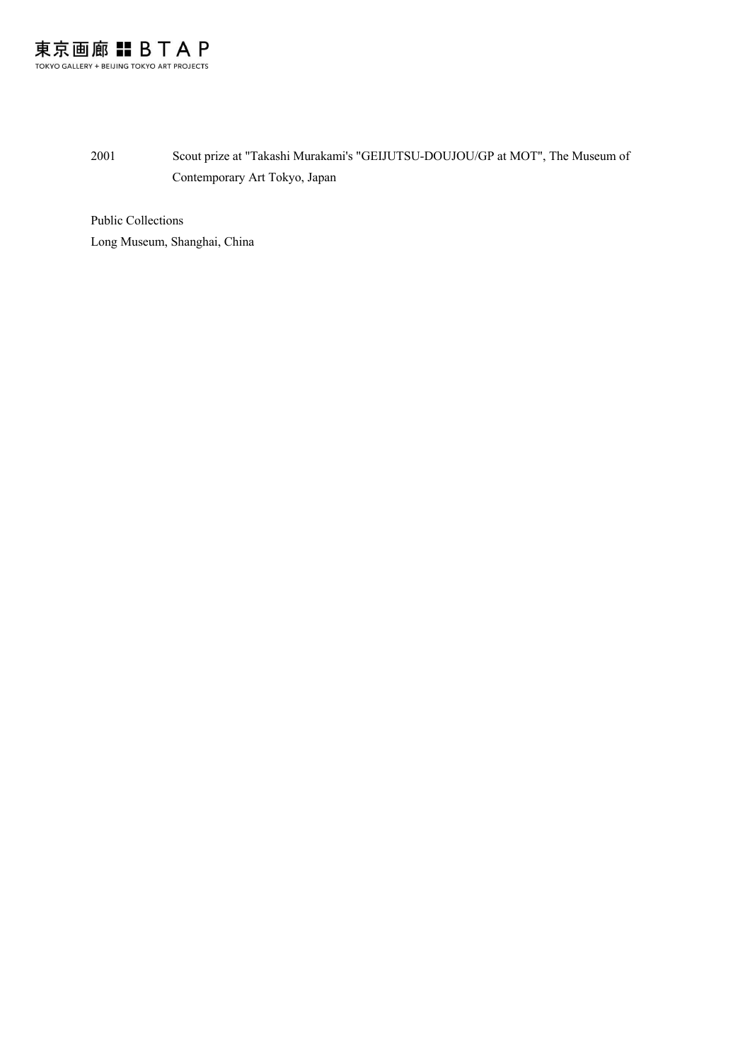2001 Scout prize at "Takashi Murakami's "GEIJUTSU-DOUJOU/GP at MOT", The Museum of Contemporary Art Tokyo, Japan

Public Collections

Long Museum, Shanghai, China